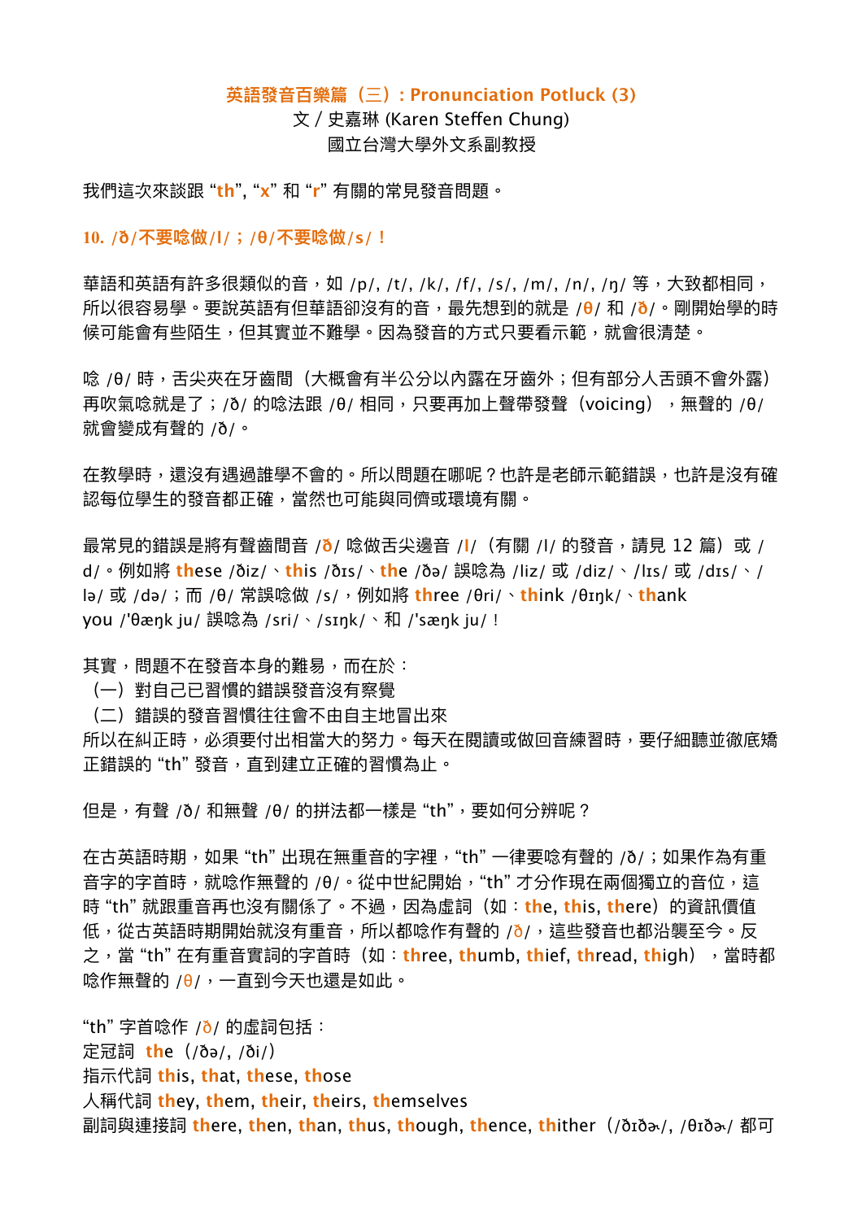# 英語發音百樂篇（三）：Pronunciation Potluck (3)

文 / 史嘉琳 (Karen Steffen Chung)
國立台灣大學外文系副教授

我們這次來談跟 “th”, “x” 和 “r” 有關的常見發音問題。

## 10. /ð/不要唸做/l/；/θ/不要唸做/s/！

華語和英語有許多很類似的音，如 /p/, /t/, /k/, /f/, /s/, /m/, /n/, /ŋ/ 等，大致都相同，所以很容易學。要說英語有但華語卻沒有的音，最先想到的就是 /θ/ 和 /ð/。剛開始學的時候可能會有些陌生，但其實並不難學。因為發音的方式只要看示範，就會很清楚。

唸 /θ/ 時，舌尖夾在牙齒間（大概會有半公分以內露在牙齒外；但有部分人舌頭不會外露）再吹氣唸就是了；/ð/ 的唸法跟 /θ/ 相同，只要再加上聲帶發聲（voicing），無聲的 /θ/ 就會變成有聲的 /ð/。

在教學時，還沒有遇過誰學不會的。所以問題在哪呢？也許是老師示範錯誤，也許是沒有確認每位學生的發音都正確，當然也可能與同儕或環境有關。

最常見的錯誤是將有聲齒間音 /ð/ 唸做舌尖邊音 /l/（有關 /l/ 的發音，請見 12 篇）或 /d/。例如將 these /ðiz/、this /ðɪs/、the /ðə/ 誤唸為 /liz/ 或 /diz/、/lɪs/ 或 /dɪs/、/lə/ 或 /də/；而 /θ/ 常誤唸做 /s/，例如將 three /θri/、think /θɪŋk/、thank you /'θæŋk ju/ 誤唸為 /sri/、/sɪŋk/、和 /'sæŋk ju/！

其實，問題不在發音本身的難易，而在於：
（一）對自己已習慣的錯誤發音沒有察覺
（二）錯誤的發音習慣往往會不由自主地冒出來
所以在糾正時，必須要付出相當大的努力。每天在閱讀或做回音練習時，要仔細聽並徹底矯正錯誤的 “th” 發音，直到建立正確的習慣為止。

但是，有聲 /ð/ 和無聲 /θ/ 的拼法都一樣是 “th”，要如何分辨呢？

在古英語時期，如果 “th” 出現在無重音的字裡，“th” 一律要唸有聲的 /ð/；如果作為有重音字的字首時，就唸作無聲的 /θ/。從中世紀開始，“th” 才分作現在兩個獨立的音位，這時 “th” 就跟重音再也沒有關係了。不過，因為虛詞（如：the, this, there）的資訊價值低，從古英語時期開始就沒有重音，所以都唸作有聲的 /ð/，這些發音也都沿襲至今。反之，當 “th” 在有重音實詞的字首時（如：three, thumb, thief, thread, thigh），當時都唸作無聲的 /θ/，一直到今天也還是如此。

“th” 字首唸作 /ð/ 的虛詞包括：
定冠詞 the（/ðə/, /ði/）
指示代詞 this, that, these, those
人稱代詞 they, them, their, theirs, themselves
副詞與連接詞 there, then, than, thus, though, thence, thither（/ðɪðɚ/, /θɪðɚ/ 都可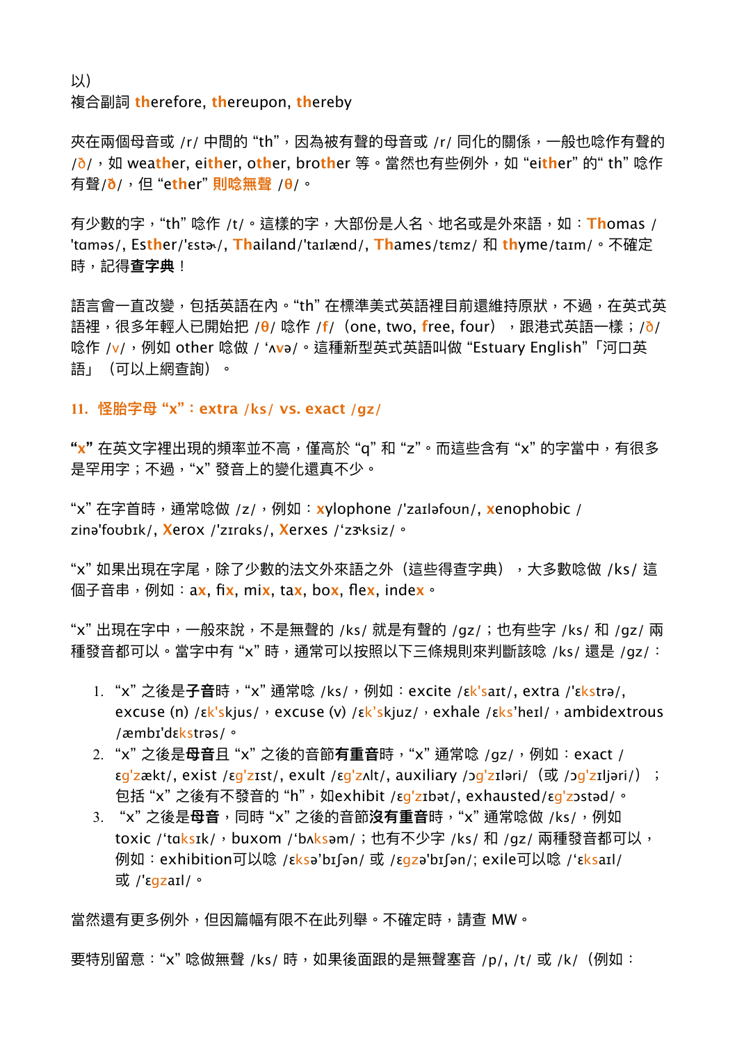以）
複合副詞 **th**erefore, **th**ereupon, **th**ereby

夾在兩個母音或 /r/ 中間的 “th”，因為被有聲的母音或 /r/ 同化的關係，一般也唸作有聲的 /ð/，如 wea**th**er, ei**th**er, o**th**er, bro**th**er 等。當然也有些例外，如 “ei**th**er” 的” th” 唸作有聲/**ð**/，但 “e**th**er” **則唸無聲** /**θ**/。

有少數的字，“th” 唸作 /t/。這樣的字，大部份是人名、地名或是外來語，如：**Th**omas /'tɑməs/, Es**th**er/'ɛstɚ/, **Th**ailand/'taɪlænd/, **Th**ames/tɛmz/ 和 **th**yme/taɪm/。不確定時，記得**查字典**！

語言會一直改變，包括英語在內。“th” 在標準美式英語裡目前還維持原狀，不過，在英式英語裡，很多年輕人已開始把 /**θ**/ 唸作 /**f**/（one, two, **f**ree, four），跟港式英語一樣；/**ð**/ 唸作 /**v**/，例如 other 唸做 / ‘ʌ**v**ə/。這種新型英式英語叫做 “Estuary English”「河口英語」（可以上網查詢）。

### 11. 怪胎字母 “x”：extra /ks/ vs. exact /gz/

**“x”** 在英文字裡出現的頻率並不高，僅高於 “q” 和 “z”。而這些含有 “x” 的字當中，有很多是罕用字；不過，“x” 發音上的變化還真不少。

“x” 在字首時，通常唸做 /z/，例如：**x**ylophone /'zaɪləfoʊn/, **x**enophobic /zinə'foʊbɪk/, **X**erox /'zɪrɑks/, **X**erxes /‘zɝksiz/。

“x” 如果出現在字尾，除了少數的法文外來語之外（這些得查字典），大多數唸做 /ks/ 這個子音串，例如：a**x**, fi**x**, mi**x**, ta**x**, bo**x**, fle**x**, inde**x**。

“x” 出現在字中，一般來說，不是無聲的 /ks/ 就是有聲的 /gz/；也有些字 /ks/ 和 /gz/ 兩種發音都可以。當字中有 “x” 時，通常可以按照以下三條規則來判斷該唸 /ks/ 還是 /gz/：

1. “x” 之後是**子音**時，“x” 通常唸 /ks/，例如：excite /ɛk'saɪt/, extra /'ɛkstrə/, excuse (n) /ɛk'skjus/，excuse (v) /ɛk’skjuz/，exhale /ɛks’heɪl/，ambidextrous /æmbɪ'dɛkstrəs/。
2. “x” 之後是**母音**且 “x” 之後的音節**有重音**時，“x” 通常唸 /gz/，例如：exact /ɛg'zækt/, exist /ɛg'zɪst/, exult /ɛg'zʌlt/, auxiliary /ɔg'zɪləri/（或 /ɔg'zɪljəri/）；包括 “x” 之後有不發音的 “h”，如exhibit /ɛg'zɪbət/, exhausted/ɛg'zɔstəd/。
3. “x” 之後是**母音**，同時 “x” 之後的音節**沒有重音**時，“x” 通常唸做 /ks/，例如 toxic /‘tɑksɪk/，buxom /‘bʌksəm/；也有不少字 /ks/ 和 /gz/ 兩種發音都可以，例如：exhibition可以唸 /ɛksə'bɪʃən/ 或 /ɛgzə'bɪʃən/; exile可以唸 /‘ɛksaɪl/ 或 /'ɛgzaɪl/。

當然還有更多例外，但因篇幅有限不在此列舉。不確定時，請查 MW。

要特別留意：“x” 唸做無聲 /ks/ 時，如果後面跟的是無聲塞音 /p/, /t/ 或 /k/（例如：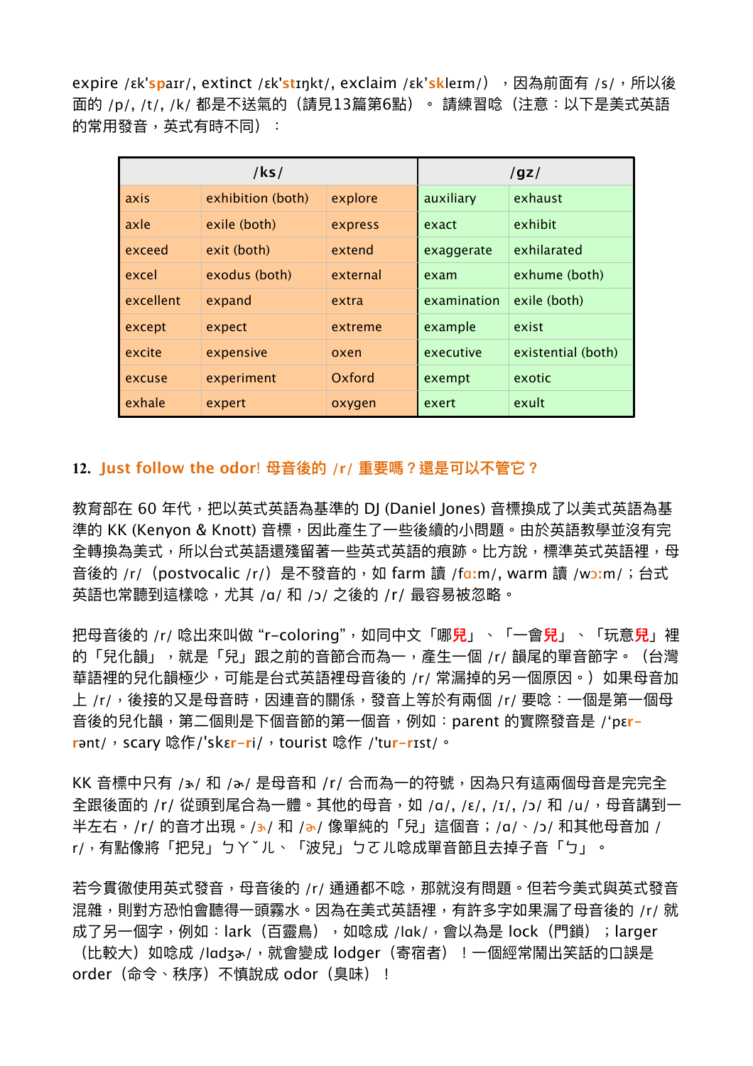expire /ɛk'spaɪr/, extinct /ɛk'stɪŋkt/, exclaim /ɛk'skleɪm/），因為前面有 /s/，所以後面的 /p/, /t/, /k/ 都是不送氣的（請見13篇第6點）。 請練習唸（注意：以下是美式英語的常用發音，英式有時不同）：

| /ks/ | | | /gz/ | |
|---|---|---|---|---|
| axis | exhibition (both) | explore | auxiliary | exhaust |
| axle | exile (both) | express | exact | exhibit |
| exceed | exit (both) | extend | exaggerate | exhilarated |
| excel | exodus (both) | external | exam | exhume (both) |
| excellent | expand | extra | examination | exile (both) |
| except | expect | extreme | example | exist |
| excite | expensive | oxen | executive | existential (both) |
| excuse | experiment | Oxford | exempt | exotic |
| exhale | expert | oxygen | exert | exult |

## 12. Just follow the odor! 母音後的 /r/ 重要嗎？還是可以不管它？

教育部在 60 年代，把以英式英語為基準的 DJ (Daniel Jones) 音標換成了以美式英語為基準的 KK (Kenyon & Knott) 音標，因此產生了一些後續的小問題。由於英語教學並沒有完全轉換為美式，所以台式英語還殘留著一些英式英語的痕跡。比方說，標準英式英語裡，母音後的 /r/（postvocalic /r/）是不發音的，如 farm 讀 /fɑːm/, warm 讀 /wɔːm/；台式英語也常聽到這樣唸，尤其 /ɑ/ 和 /ɔ/ 之後的 /r/ 最容易被忽略。

把母音後的 /r/ 唸出來叫做 “r-coloring”，如同中文「哪兒」、「一會兒」、「玩意兒」裡的「兒化韻」，就是「兒」跟之前的音節合而為一，產生一個 /r/ 韻尾的單音節字。（台灣華語裡的兒化韻極少，可能是台式英語裡母音後的 /r/ 常漏掉的另一個原因。）如果母音加上 /r/，後接的又是母音時，因連音的關係，發音上等於有兩個 /r/ 要唸：一個是第一個母音後的兒化韻，第二個則是下個音節的第一個音，例如：parent 的實際發音是 /'pɛr-rənt/，scary 唸作/'skɛr-ri/，tourist 唸作 /'tur-rɪst/。

KK 音標中只有 /ɝ/ 和 /ɚ/ 是母音和 /r/ 合而為一的符號，因為只有這兩個母音是完完全全跟後面的 /r/ 從頭到尾合為一體。其他的母音，如 /ɑ/, /ɛ/, /ɪ/, /ɔ/ 和 /u/，母音講到一半左右，/r/ 的音才出現。/ɝ/ 和 /ɚ/ 像單純的「兒」這個音；/ɑ/、/ɔ/ 和其他母音加 /r/，有點像將「把兒」ㄅㄚˇㄦ、「波兒」ㄅㄛㄦ唸成單音節且去掉子音「ㄅ」。

若今貫徹使用英式發音，母音後的 /r/ 通通都不唸，那就沒有問題。但若今美式與英式發音混雜，則對方恐怕會聽得一頭霧水。因為在美式英語裡，有許多字如果漏了母音後的 /r/ 就成了另一個字，例如：lark（百靈鳥），如唸成 /lɑk/，會以為是 lock（門鎖）；larger（比較大）如唸成 /lɑdʒɚ/，就會變成 lodger（寄宿者）！一個經常鬧出笑話的口誤是 order（命令、秩序）不慎說成 odor（臭味）！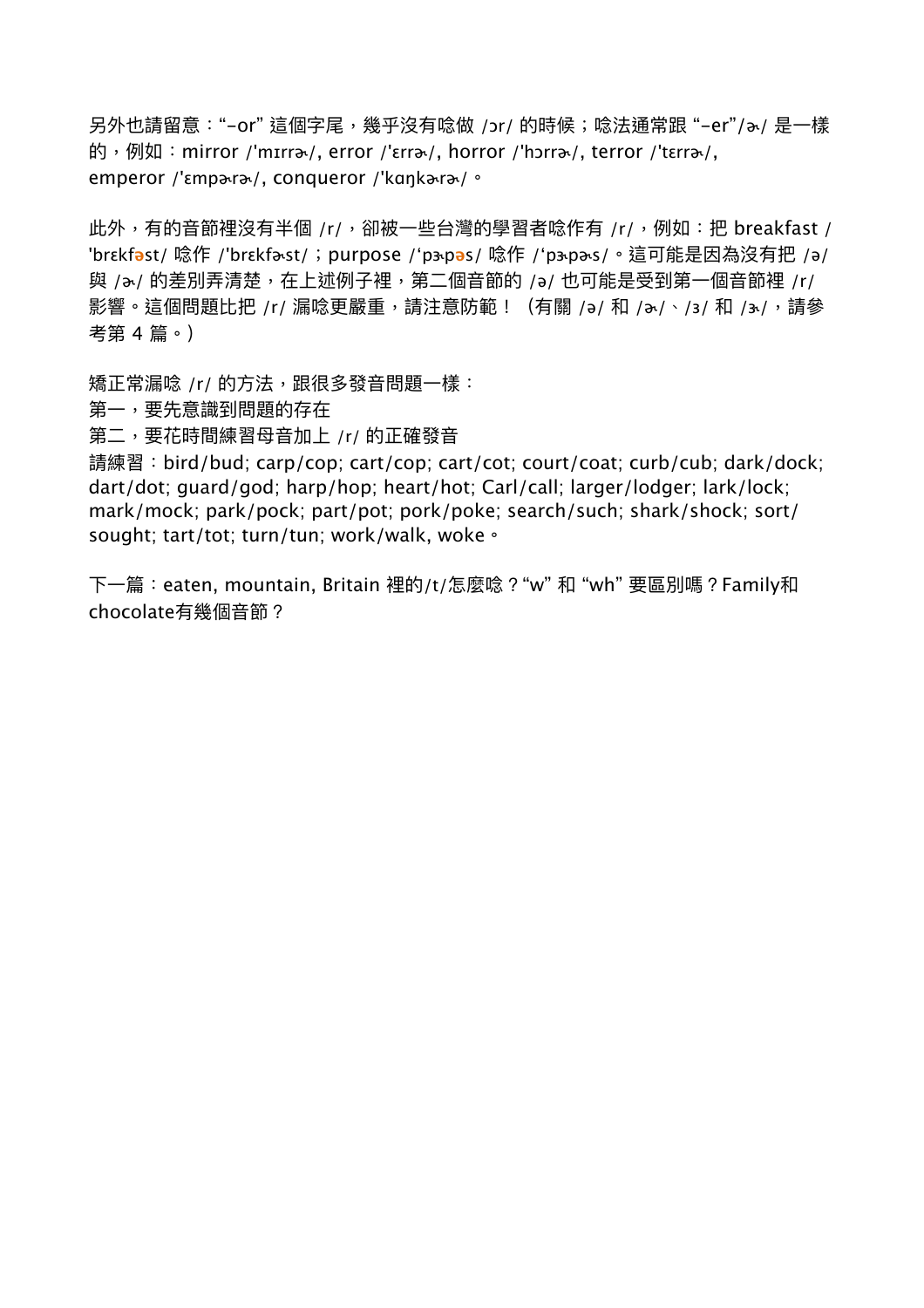另外也請留意："–or" 這個字尾，幾乎沒有唸做 /ɔr/ 的時候；唸法通常跟 "–er"/ɚ/ 是一樣的，例如：mirror /'mɪrrɚ/, error /'ɛrrɚ/, horror /'hɔrrɚ/, terror /'tɛrrɚ/, emperor /'ɛmpɚrɚ/, conqueror /'kɑŋkɚrɚ/。

此外，有的音節裡沒有半個 /r/，卻被一些台灣的學習者唸作有 /r/，例如：把 breakfast /'brɛkf**ə**st/ 唸作 /'brɛkfɚst/；purpose /'pɝp**ə**s/ 唸作 /'pɝpɚs/。這可能是因為沒有把 /ə/ 與 /ɚ/ 的差別弄清楚，在上述例子裡，第二個音節的 /ə/ 也可能是受到第一個音節裡 /r/ 影響。這個問題比把 /r/ 漏唸更嚴重，請注意防範！（有關 /ə/ 和 /ɚ/、/ɜ/ 和 /ɝ/，請參考第 4 篇。）

矯正常漏唸 /r/ 的方法，跟很多發音問題一樣：
第一，要先意識到問題的存在
第二，要花時間練習母音加上 /r/ 的正確發音
請練習：bird/bud; carp/cop; cart/cop; cart/cot; court/coat; curb/cub; dark/dock; dart/dot; guard/god; harp/hop; heart/hot; Carl/call; larger/lodger; lark/lock; mark/mock; park/pock; part/pot; pork/poke; search/such; shark/shock; sort/sought; tart/tot; turn/tun; work/walk, woke。

下一篇：eaten, mountain, Britain 裡的/t/怎麼唸？"w" 和 "wh" 要區別嗎？Family和chocolate有幾個音節？